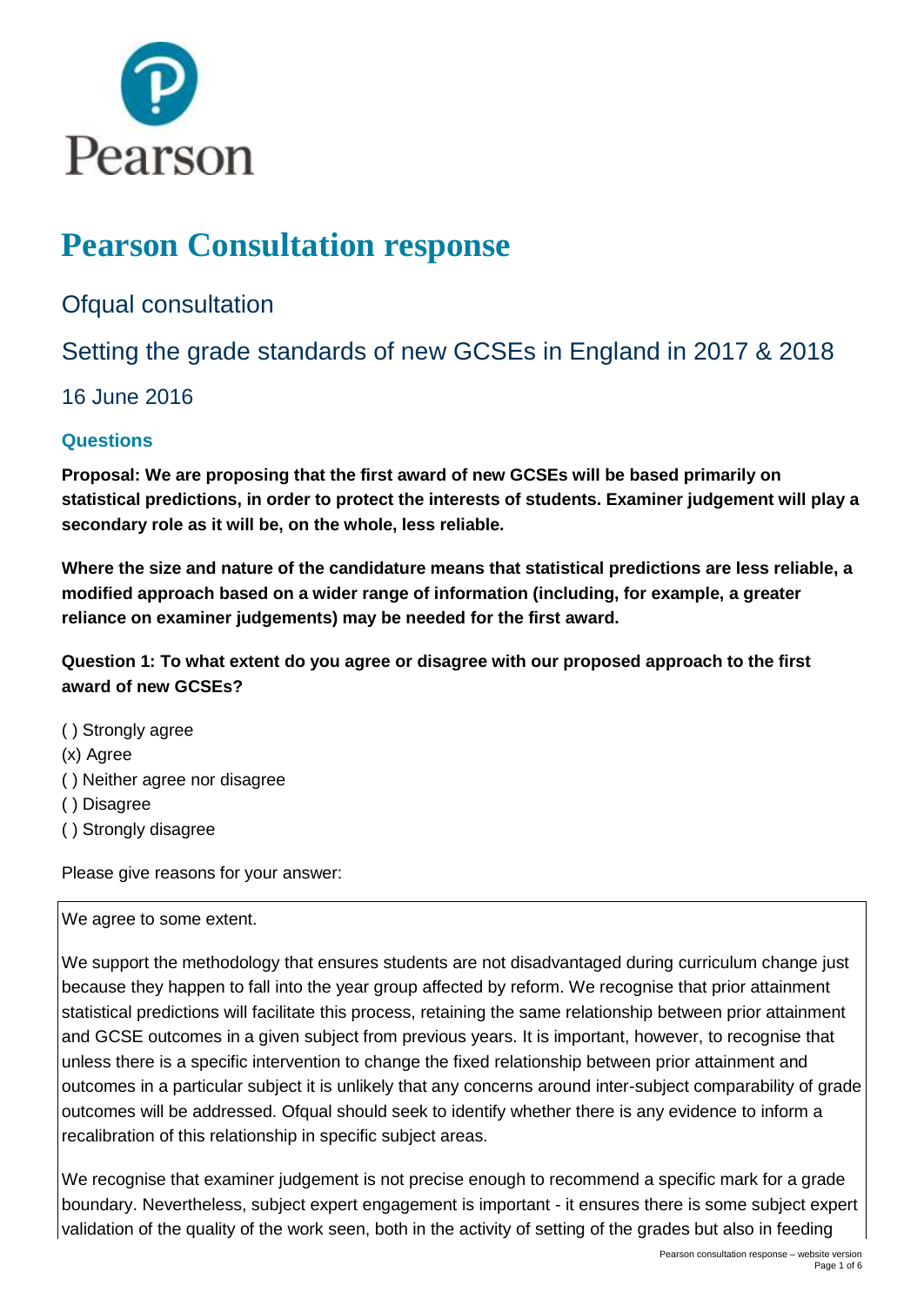# Pearson Consultation response

## Ofqual consultation

## Setting the grade standards of new GCSEs in England in 2017 & 2018

## 16 June 2016

### Questions

**Proposal: We are proposing that the first award of new GCSEs will be based primarily on statistical predictions, in order to protect the interests of students. Examiner judgement will play a secondary role as it will be, on the whole, less reliable.**

**Where the size and nature of the candidature means that statistical predictions are less reliable, a modified approach based on a wider range of information (including, for example, a greater reliance on examiner judgements) may be needed for the first award.**

**Question 1: To what extent do you agree or disagree with our proposed approach to the first award of new GCSEs?**

( ) Strongly agree
(x) Agree
( ) Neither agree nor disagree
( ) Disagree
( ) Strongly disagree

Please give reasons for your answer:

We agree to some extent.

We support the methodology that ensures students are not disadvantaged during curriculum change just because they happen to fall into the year group affected by reform. We recognise that prior attainment statistical predictions will facilitate this process, retaining the same relationship between prior attainment and GCSE outcomes in a given subject from previous years. It is important, however, to recognise that unless there is a specific intervention to change the fixed relationship between prior attainment and outcomes in a particular subject it is unlikely that any concerns around inter-subject comparability of grade outcomes will be addressed. Ofqual should seek to identify whether there is any evidence to inform a recalibration of this relationship in specific subject areas.

We recognise that examiner judgement is not precise enough to recommend a specific mark for a grade boundary. Nevertheless, subject expert engagement is important - it ensures there is some subject expert validation of the quality of the work seen, both in the activity of setting of the grades but also in feeding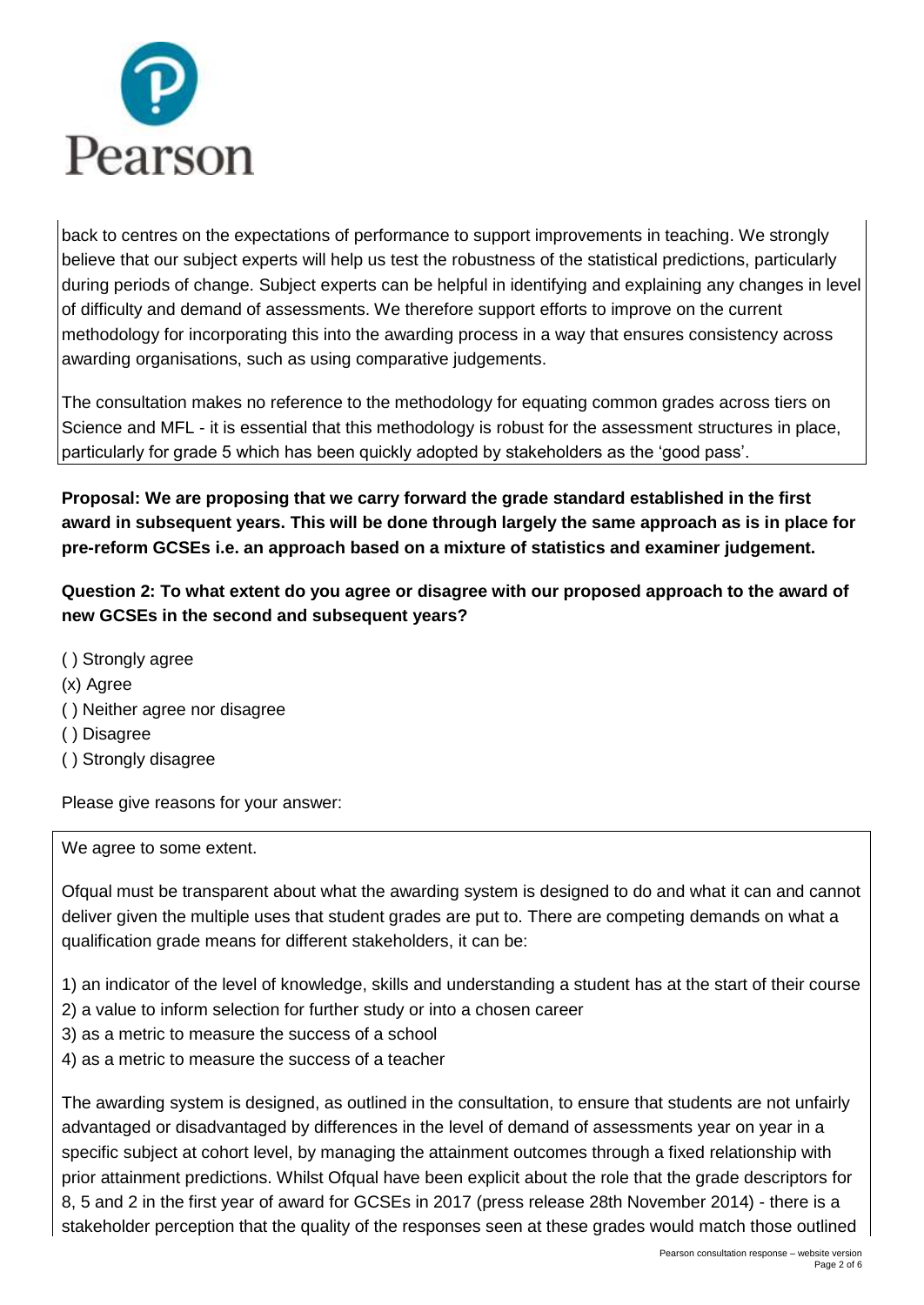back to centres on the expectations of performance to support improvements in teaching. We strongly believe that our subject experts will help us test the robustness of the statistical predictions, particularly during periods of change. Subject experts can be helpful in identifying and explaining any changes in level of difficulty and demand of assessments. We therefore support efforts to improve on the current methodology for incorporating this into the awarding process in a way that ensures consistency across awarding organisations, such as using comparative judgements.

The consultation makes no reference to the methodology for equating common grades across tiers on Science and MFL - it is essential that this methodology is robust for the assessment structures in place, particularly for grade 5 which has been quickly adopted by stakeholders as the 'good pass'.

**Proposal: We are proposing that we carry forward the grade standard established in the first award in subsequent years. This will be done through largely the same approach as is in place for pre-reform GCSEs i.e. an approach based on a mixture of statistics and examiner judgement.**

**Question 2: To what extent do you agree or disagree with our proposed approach to the award of new GCSEs in the second and subsequent years?**

( ) Strongly agree
(x) Agree
( ) Neither agree nor disagree
( ) Disagree
( ) Strongly disagree

Please give reasons for your answer:

We agree to some extent.

Ofqual must be transparent about what the awarding system is designed to do and what it can and cannot deliver given the multiple uses that student grades are put to. There are competing demands on what a qualification grade means for different stakeholders, it can be:

1) an indicator of the level of knowledge, skills and understanding a student has at the start of their course
2) a value to inform selection for further study or into a chosen career
3) as a metric to measure the success of a school
4) as a metric to measure the success of a teacher

The awarding system is designed, as outlined in the consultation, to ensure that students are not unfairly advantaged or disadvantaged by differences in the level of demand of assessments year on year in a specific subject at cohort level, by managing the attainment outcomes through a fixed relationship with prior attainment predictions. Whilst Ofqual have been explicit about the role that the grade descriptors for 8, 5 and 2 in the first year of award for GCSEs in 2017 (press release 28th November 2014) - there is a stakeholder perception that the quality of the responses seen at these grades would match those outlined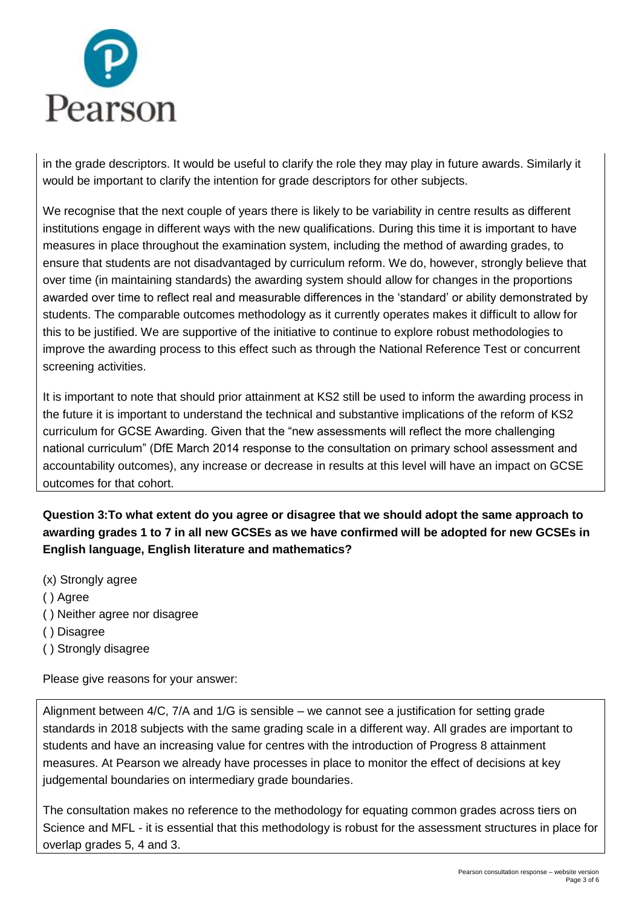in the grade descriptors. It would be useful to clarify the role they may play in future awards. Similarly it would be important to clarify the intention for grade descriptors for other subjects.

We recognise that the next couple of years there is likely to be variability in centre results as different institutions engage in different ways with the new qualifications. During this time it is important to have measures in place throughout the examination system, including the method of awarding grades, to ensure that students are not disadvantaged by curriculum reform. We do, however, strongly believe that over time (in maintaining standards) the awarding system should allow for changes in the proportions awarded over time to reflect real and measurable differences in the 'standard' or ability demonstrated by students. The comparable outcomes methodology as it currently operates makes it difficult to allow for this to be justified. We are supportive of the initiative to continue to explore robust methodologies to improve the awarding process to this effect such as through the National Reference Test or concurrent screening activities.

It is important to note that should prior attainment at KS2 still be used to inform the awarding process in the future it is important to understand the technical and substantive implications of the reform of KS2 curriculum for GCSE Awarding. Given that the "new assessments will reflect the more challenging national curriculum" (DfE March 2014 response to the consultation on primary school assessment and accountability outcomes), any increase or decrease in results at this level will have an impact on GCSE outcomes for that cohort.

**Question 3:To what extent do you agree or disagree that we should adopt the same approach to awarding grades 1 to 7 in all new GCSEs as we have confirmed will be adopted for new GCSEs in English language, English literature and mathematics?**

(x) Strongly agree
( ) Agree
( ) Neither agree nor disagree
( ) Disagree
( ) Strongly disagree

Please give reasons for your answer:

Alignment between 4/C, 7/A and 1/G is sensible – we cannot see a justification for setting grade standards in 2018 subjects with the same grading scale in a different way. All grades are important to students and have an increasing value for centres with the introduction of Progress 8 attainment measures. At Pearson we already have processes in place to monitor the effect of decisions at key judgemental boundaries on intermediary grade boundaries.

The consultation makes no reference to the methodology for equating common grades across tiers on Science and MFL - it is essential that this methodology is robust for the assessment structures in place for overlap grades 5, 4 and 3.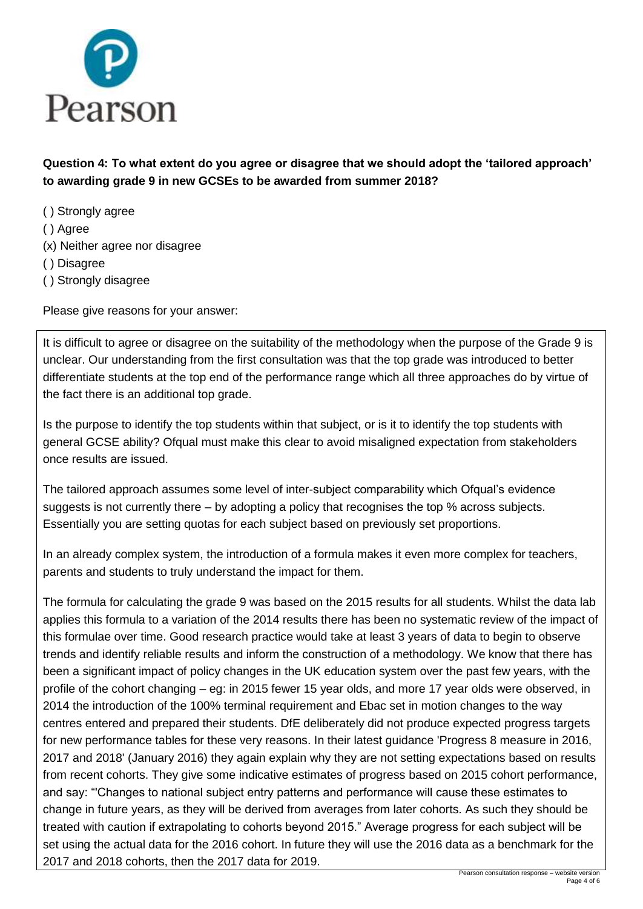**Question 4: To what extent do you agree or disagree that we should adopt the 'tailored approach' to awarding grade 9 in new GCSEs to be awarded from summer 2018?**

( ) Strongly agree
( ) Agree
(x) Neither agree nor disagree
( ) Disagree
( ) Strongly disagree

Please give reasons for your answer:

It is difficult to agree or disagree on the suitability of the methodology when the purpose of the Grade 9 is unclear. Our understanding from the first consultation was that the top grade was introduced to better differentiate students at the top end of the performance range which all three approaches do by virtue of the fact there is an additional top grade.

Is the purpose to identify the top students within that subject, or is it to identify the top students with general GCSE ability? Ofqual must make this clear to avoid misaligned expectation from stakeholders once results are issued.

The tailored approach assumes some level of inter-subject comparability which Ofqual's evidence suggests is not currently there – by adopting a policy that recognises the top % across subjects. Essentially you are setting quotas for each subject based on previously set proportions.

In an already complex system, the introduction of a formula makes it even more complex for teachers, parents and students to truly understand the impact for them.

The formula for calculating the grade 9 was based on the 2015 results for all students. Whilst the data lab applies this formula to a variation of the 2014 results there has been no systematic review of the impact of this formulae over time. Good research practice would take at least 3 years of data to begin to observe trends and identify reliable results and inform the construction of a methodology. We know that there has been a significant impact of policy changes in the UK education system over the past few years, with the profile of the cohort changing – eg: in 2015 fewer 15 year olds, and more 17 year olds were observed, in 2014 the introduction of the 100% terminal requirement and Ebac set in motion changes to the way centres entered and prepared their students. DfE deliberately did not produce expected progress targets for new performance tables for these very reasons. In their latest guidance 'Progress 8 measure in 2016, 2017 and 2018' (January 2016) they again explain why they are not setting expectations based on results from recent cohorts. They give some indicative estimates of progress based on 2015 cohort performance, and say: "'Changes to national subject entry patterns and performance will cause these estimates to change in future years, as they will be derived from averages from later cohorts. As such they should be treated with caution if extrapolating to cohorts beyond 2015." Average progress for each subject will be set using the actual data for the 2016 cohort. In future they will use the 2016 data as a benchmark for the 2017 and 2018 cohorts, then the 2017 data for 2019.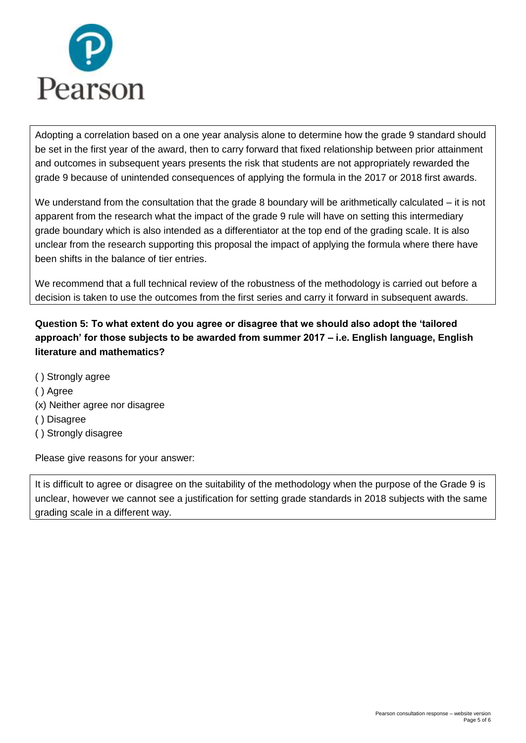Adopting a correlation based on a one year analysis alone to determine how the grade 9 standard should be set in the first year of the award, then to carry forward that fixed relationship between prior attainment and outcomes in subsequent years presents the risk that students are not appropriately rewarded the grade 9 because of unintended consequences of applying the formula in the 2017 or 2018 first awards.

We understand from the consultation that the grade 8 boundary will be arithmetically calculated – it is not apparent from the research what the impact of the grade 9 rule will have on setting this intermediary grade boundary which is also intended as a differentiator at the top end of the grading scale. It is also unclear from the research supporting this proposal the impact of applying the formula where there have been shifts in the balance of tier entries.

We recommend that a full technical review of the robustness of the methodology is carried out before a decision is taken to use the outcomes from the first series and carry it forward in subsequent awards.

**Question 5: To what extent do you agree or disagree that we should also adopt the 'tailored approach' for those subjects to be awarded from summer 2017 – i.e. English language, English literature and mathematics?**

( ) Strongly agree

( ) Agree

(x) Neither agree nor disagree

( ) Disagree

( ) Strongly disagree

Please give reasons for your answer:

It is difficult to agree or disagree on the suitability of the methodology when the purpose of the Grade 9 is unclear, however we cannot see a justification for setting grade standards in 2018 subjects with the same grading scale in a different way.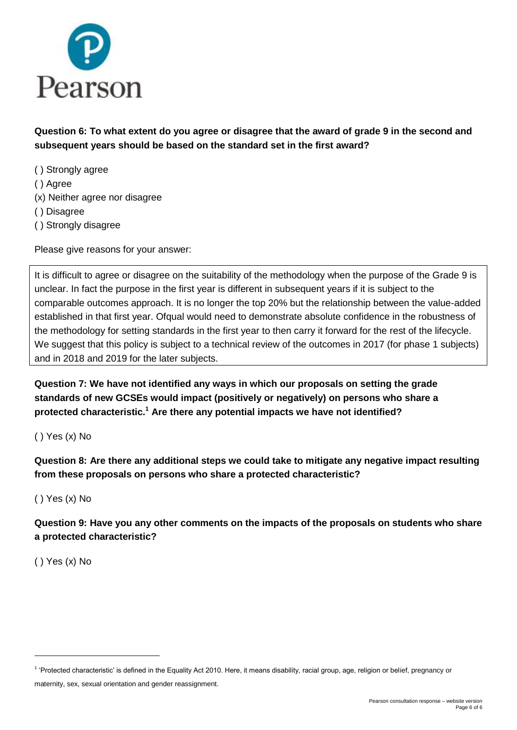Pearson

**Question 6: To what extent do you agree or disagree that the award of grade 9 in the second and subsequent years should be based on the standard set in the first award?**

( ) Strongly agree
( ) Agree
(x) Neither agree nor disagree
( ) Disagree
( ) Strongly disagree

Please give reasons for your answer:

It is difficult to agree or disagree on the suitability of the methodology when the purpose of the Grade 9 is unclear. In fact the purpose in the first year is different in subsequent years if it is subject to the comparable outcomes approach. It is no longer the top 20% but the relationship between the value-added established in that first year. Ofqual would need to demonstrate absolute confidence in the robustness of the methodology for setting standards in the first year to then carry it forward for the rest of the lifecycle. We suggest that this policy is subject to a technical review of the outcomes in 2017 (for phase 1 subjects) and in 2018 and 2019 for the later subjects.

**Question 7: We have not identified any ways in which our proposals on setting the grade standards of new GCSEs would impact (positively or negatively) on persons who share a protected characteristic.[1] Are there any potential impacts we have not identified?**

( ) Yes (x) No

**Question 8: Are there any additional steps we could take to mitigate any negative impact resulting from these proposals on persons who share a protected characteristic?**

( ) Yes (x) No

**Question 9: Have you any other comments on the impacts of the proposals on students who share a protected characteristic?**

( ) Yes (x) No

[1] 'Protected characteristic' is defined in the Equality Act 2010. Here, it means disability, racial group, age, religion or belief, pregnancy or maternity, sex, sexual orientation and gender reassignment.